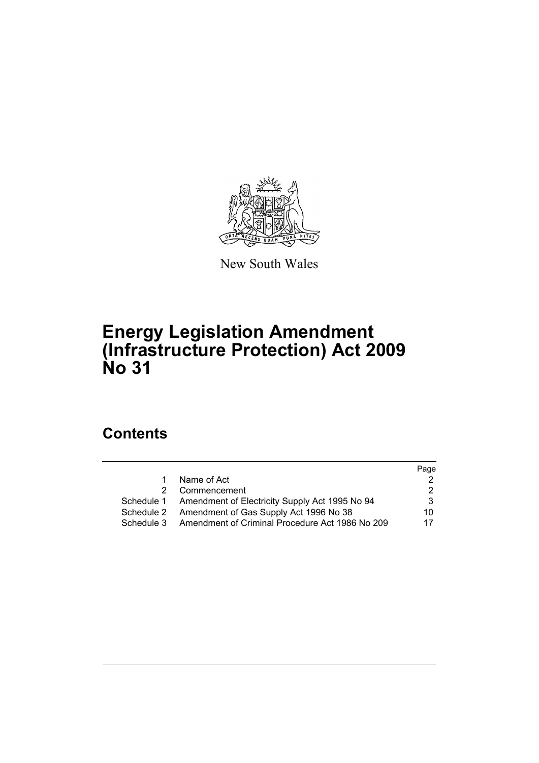New South Wales

# Energy Legislation Amendment (Infrastructure Protection) Act 2009 No 31

## Contents

| | | Page |
|---|---|---|
| 1 | Name of Act | 2 |
| 2 | Commencement | 2 |
| Schedule 1 | Amendment of Electricity Supply Act 1995 No 94 | 3 |
| Schedule 2 | Amendment of Gas Supply Act 1996 No 38 | 10 |
| Schedule 3 | Amendment of Criminal Procedure Act 1986 No 209 | 17 |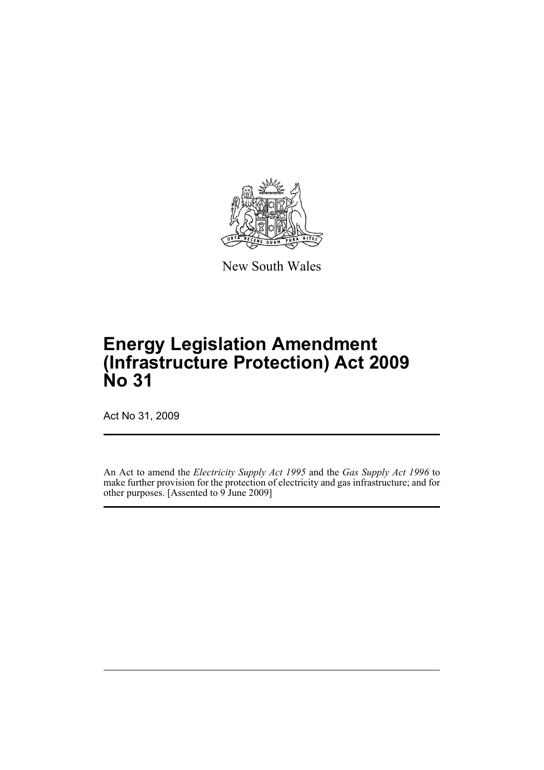New South Wales

# Energy Legislation Amendment (Infrastructure Protection) Act 2009 No 31

Act No 31, 2009

An Act to amend the *Electricity Supply Act 1995* and the *Gas Supply Act 1996* to make further provision for the protection of electricity and gas infrastructure; and for other purposes. [Assented to 9 June 2009]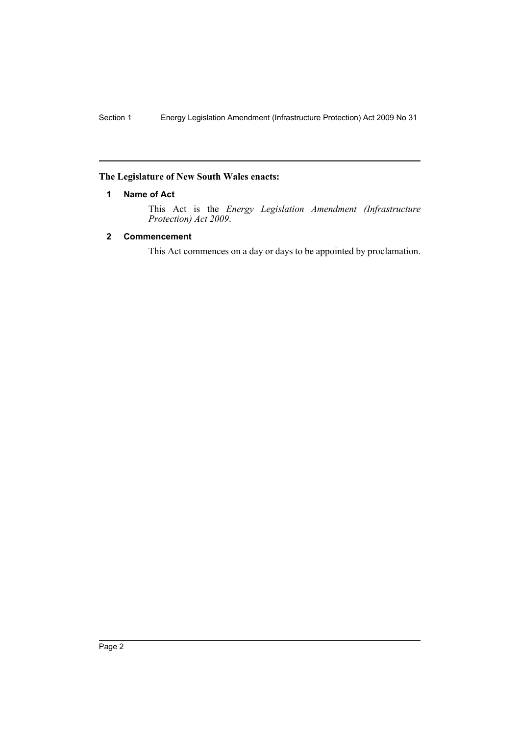**The Legislature of New South Wales enacts:**

## 1 Name of Act

This Act is the *Energy Legislation Amendment (Infrastructure Protection) Act 2009*.

## 2 Commencement

This Act commences on a day or days to be appointed by proclamation.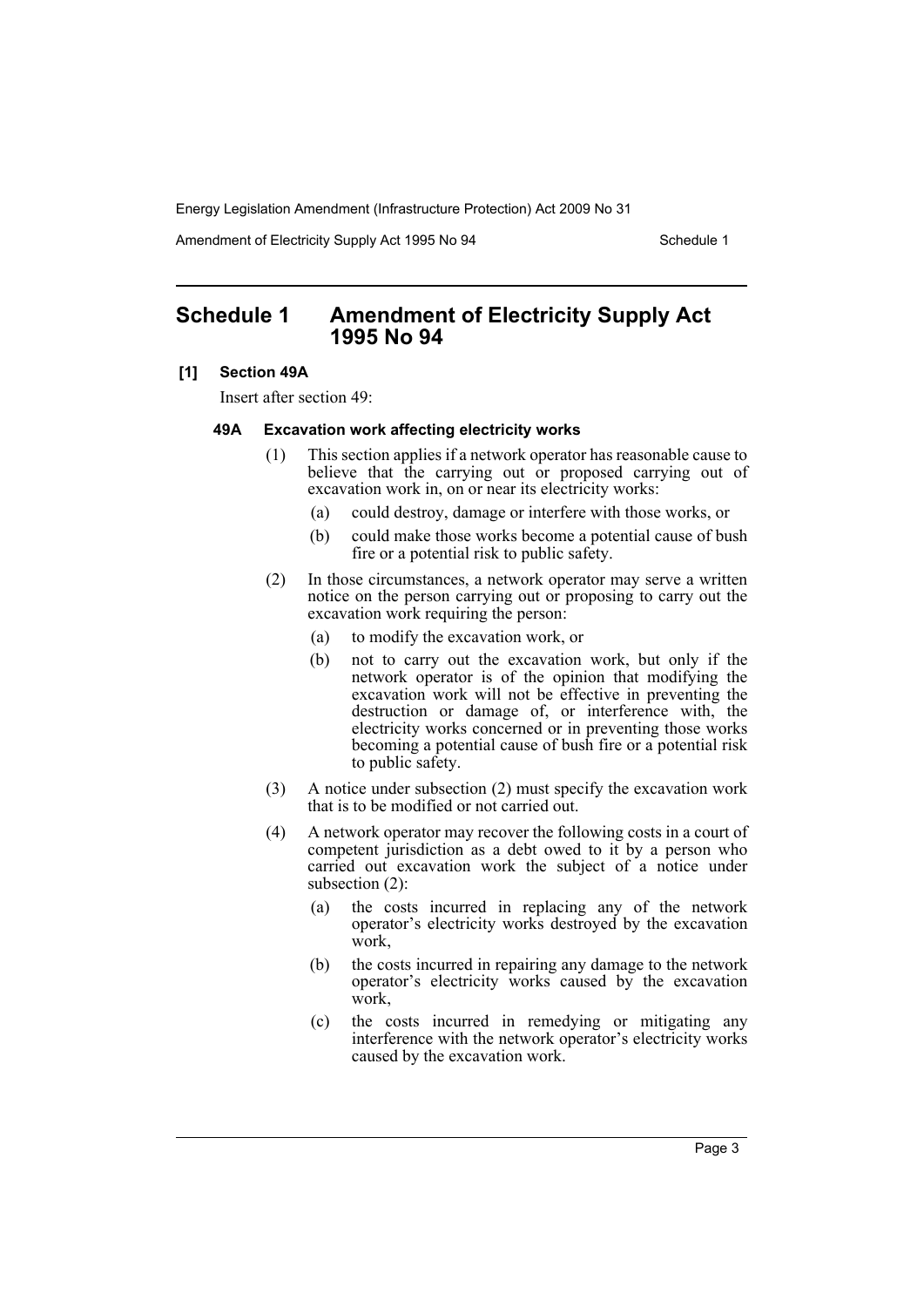## Schedule 1 Amendment of Electricity Supply Act 1995 No 94

**[1] Section 49A**

Insert after section 49:

**49A Excavation work affecting electricity works**

(1) This section applies if a network operator has reasonable cause to believe that the carrying out or proposed carrying out of excavation work in, on or near its electricity works:

(a) could destroy, damage or interfere with those works, or

(b) could make those works become a potential cause of bush fire or a potential risk to public safety.

(2) In those circumstances, a network operator may serve a written notice on the person carrying out or proposing to carry out the excavation work requiring the person:

(a) to modify the excavation work, or

(b) not to carry out the excavation work, but only if the network operator is of the opinion that modifying the excavation work will not be effective in preventing the destruction or damage of, or interference with, the electricity works concerned or in preventing those works becoming a potential cause of bush fire or a potential risk to public safety.

(3) A notice under subsection (2) must specify the excavation work that is to be modified or not carried out.

(4) A network operator may recover the following costs in a court of competent jurisdiction as a debt owed to it by a person who carried out excavation work the subject of a notice under subsection (2):

(a) the costs incurred in replacing any of the network operator's electricity works destroyed by the excavation work,

(b) the costs incurred in repairing any damage to the network operator's electricity works caused by the excavation work,

(c) the costs incurred in remedying or mitigating any interference with the network operator's electricity works caused by the excavation work.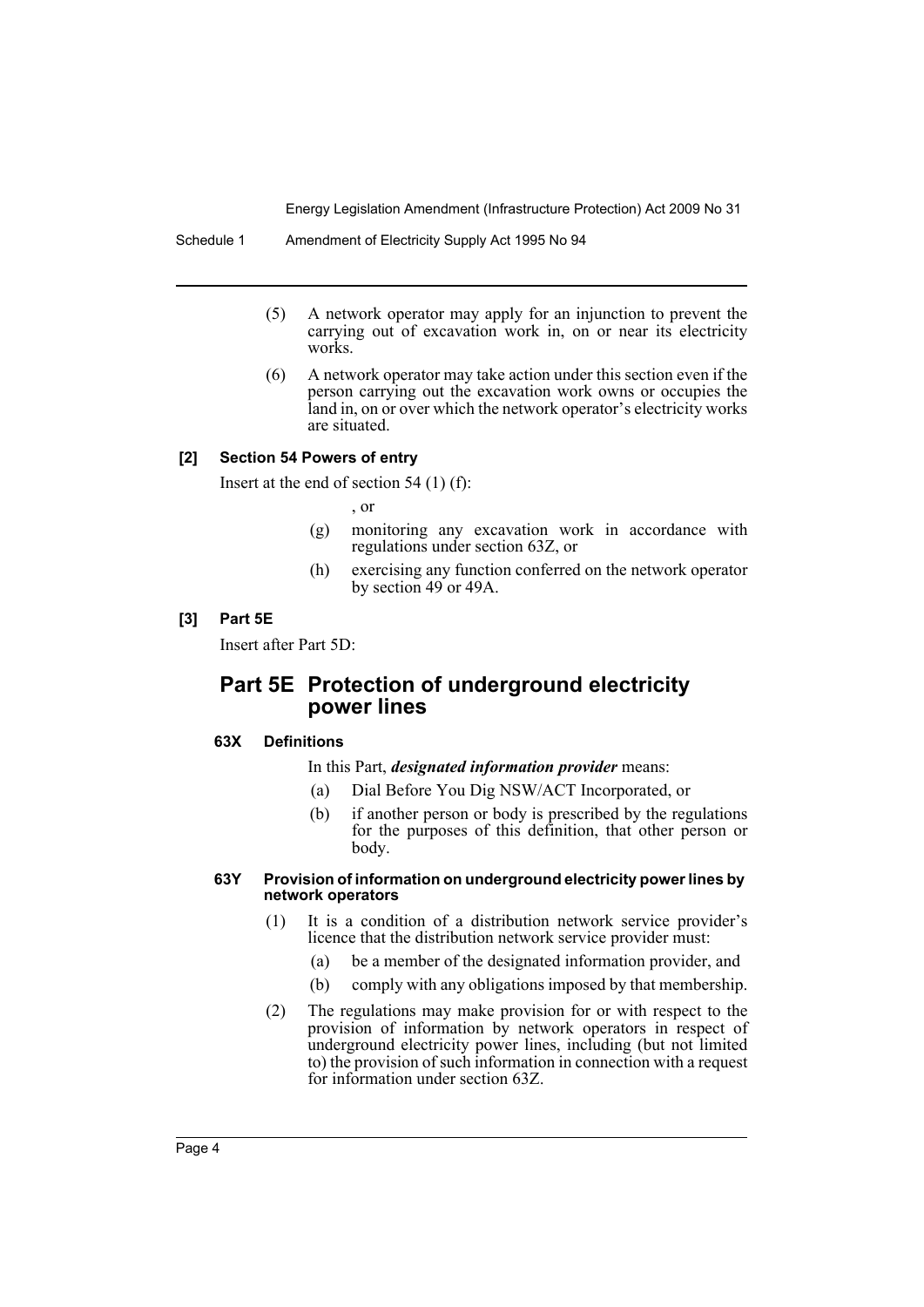(5) A network operator may apply for an injunction to prevent the carrying out of excavation work in, on or near its electricity works.

(6) A network operator may take action under this section even if the person carrying out the excavation work owns or occupies the land in, on or over which the network operator's electricity works are situated.

### [2] Section 54 Powers of entry

Insert at the end of section 54 (1) (f):

, or

(g) monitoring any excavation work in accordance with regulations under section 63Z, or

(h) exercising any function conferred on the network operator by section 49 or 49A.

### [3] Part 5E

Insert after Part 5D:

## Part 5E Protection of underground electricity power lines

#### 63X Definitions

In this Part, ***designated information provider*** means:

(a) Dial Before You Dig NSW/ACT Incorporated, or

(b) if another person or body is prescribed by the regulations for the purposes of this definition, that other person or body.

#### 63Y Provision of information on underground electricity power lines by network operators

(1) It is a condition of a distribution network service provider's licence that the distribution network service provider must:

(a) be a member of the designated information provider, and

(b) comply with any obligations imposed by that membership.

(2) The regulations may make provision for or with respect to the provision of information by network operators in respect of underground electricity power lines, including (but not limited to) the provision of such information in connection with a request for information under section 63Z.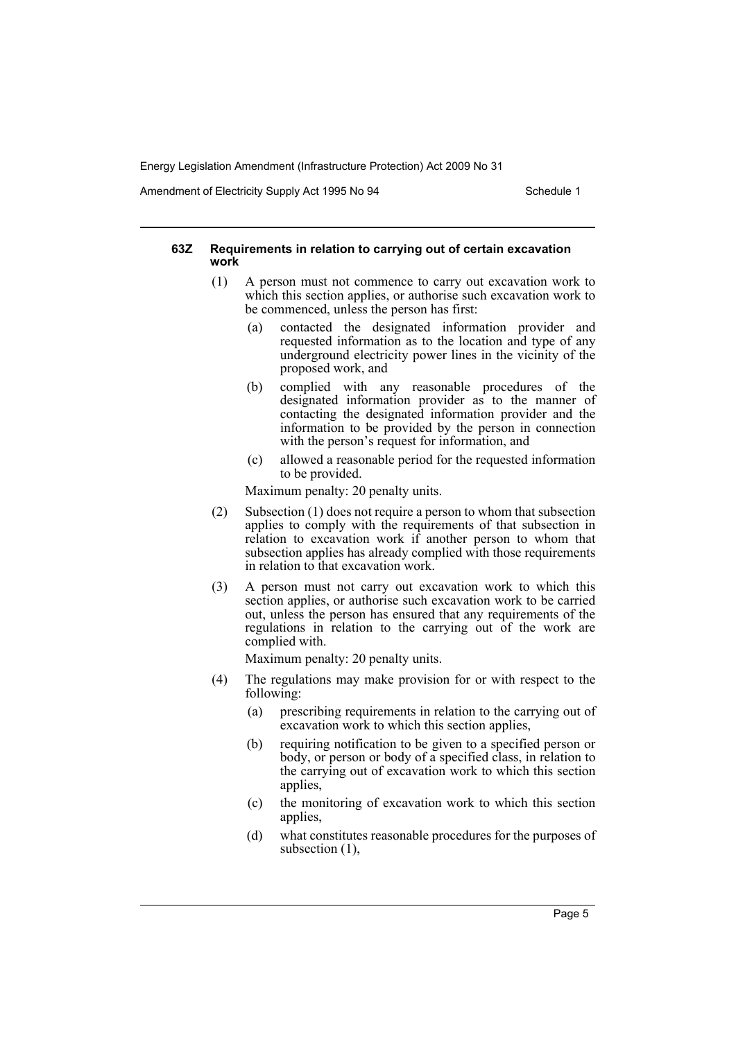#### 63Z Requirements in relation to carrying out of certain excavation work

(1) A person must not commence to carry out excavation work to which this section applies, or authorise such excavation work to be commenced, unless the person has first:

(a) contacted the designated information provider and requested information as to the location and type of any underground electricity power lines in the vicinity of the proposed work, and

(b) complied with any reasonable procedures of the designated information provider as to the manner of contacting the designated information provider and the information to be provided by the person in connection with the person's request for information, and

(c) allowed a reasonable period for the requested information to be provided.

Maximum penalty: 20 penalty units.

(2) Subsection (1) does not require a person to whom that subsection applies to comply with the requirements of that subsection in relation to excavation work if another person to whom that subsection applies has already complied with those requirements in relation to that excavation work.

(3) A person must not carry out excavation work to which this section applies, or authorise such excavation work to be carried out, unless the person has ensured that any requirements of the regulations in relation to the carrying out of the work are complied with.

Maximum penalty: 20 penalty units.

(4) The regulations may make provision for or with respect to the following:

(a) prescribing requirements in relation to the carrying out of excavation work to which this section applies,

(b) requiring notification to be given to a specified person or body, or person or body of a specified class, in relation to the carrying out of excavation work to which this section applies,

(c) the monitoring of excavation work to which this section applies,

(d) what constitutes reasonable procedures for the purposes of subsection (1),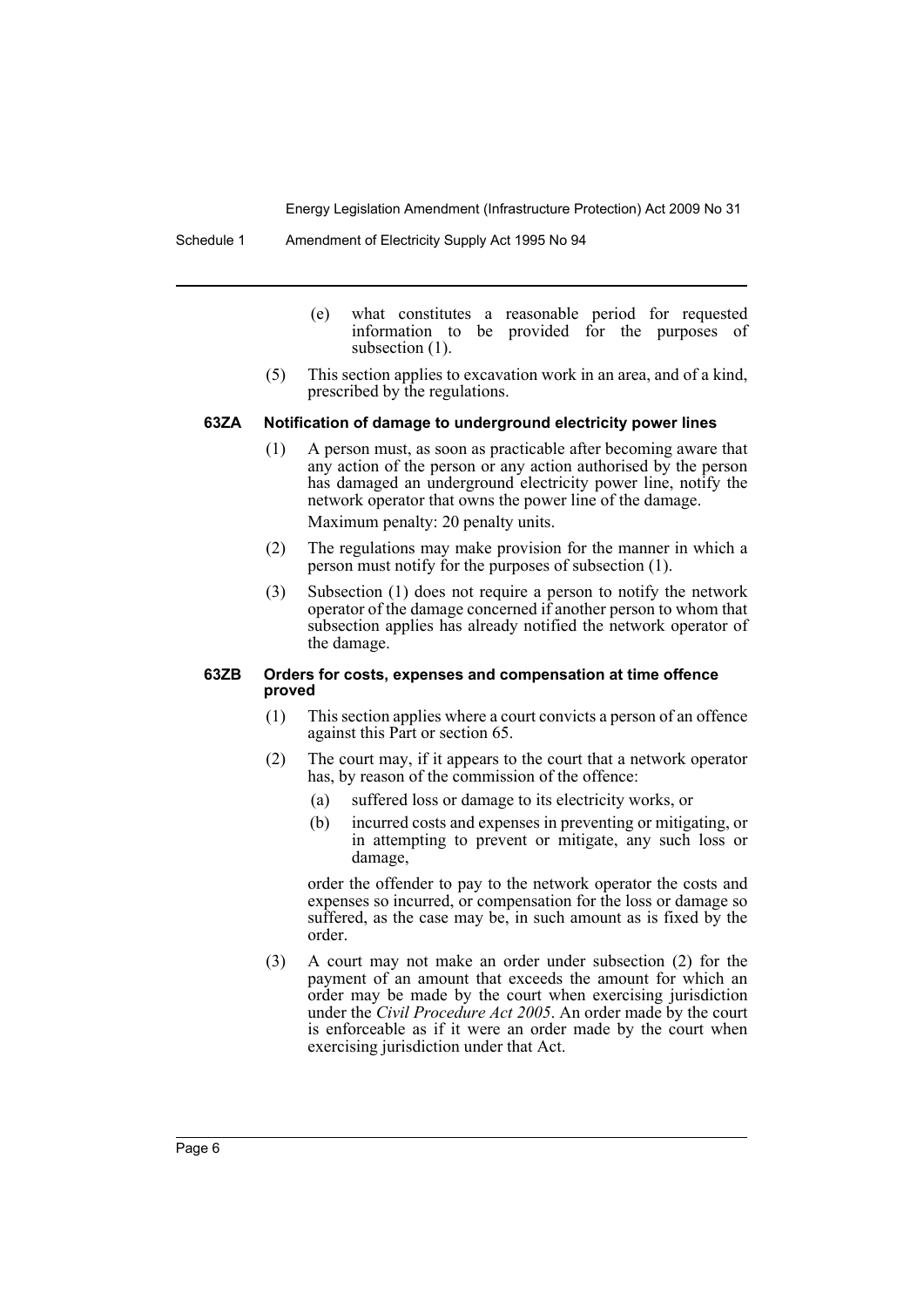(e) what constitutes a reasonable period for requested information to be provided for the purposes of subsection (1).

(5) This section applies to excavation work in an area, and of a kind, prescribed by the regulations.

#### 63ZA Notification of damage to underground electricity power lines

(1) A person must, as soon as practicable after becoming aware that any action of the person or any action authorised by the person has damaged an underground electricity power line, notify the network operator that owns the power line of the damage.

Maximum penalty: 20 penalty units.

(2) The regulations may make provision for the manner in which a person must notify for the purposes of subsection (1).

(3) Subsection (1) does not require a person to notify the network operator of the damage concerned if another person to whom that subsection applies has already notified the network operator of the damage.

#### 63ZB Orders for costs, expenses and compensation at time offence proved

(1) This section applies where a court convicts a person of an offence against this Part or section 65.

(2) The court may, if it appears to the court that a network operator has, by reason of the commission of the offence:

(a) suffered loss or damage to its electricity works, or

(b) incurred costs and expenses in preventing or mitigating, or in attempting to prevent or mitigate, any such loss or damage,

order the offender to pay to the network operator the costs and expenses so incurred, or compensation for the loss or damage so suffered, as the case may be, in such amount as is fixed by the order.

(3) A court may not make an order under subsection (2) for the payment of an amount that exceeds the amount for which an order may be made by the court when exercising jurisdiction under the *Civil Procedure Act 2005*. An order made by the court is enforceable as if it were an order made by the court when exercising jurisdiction under that Act.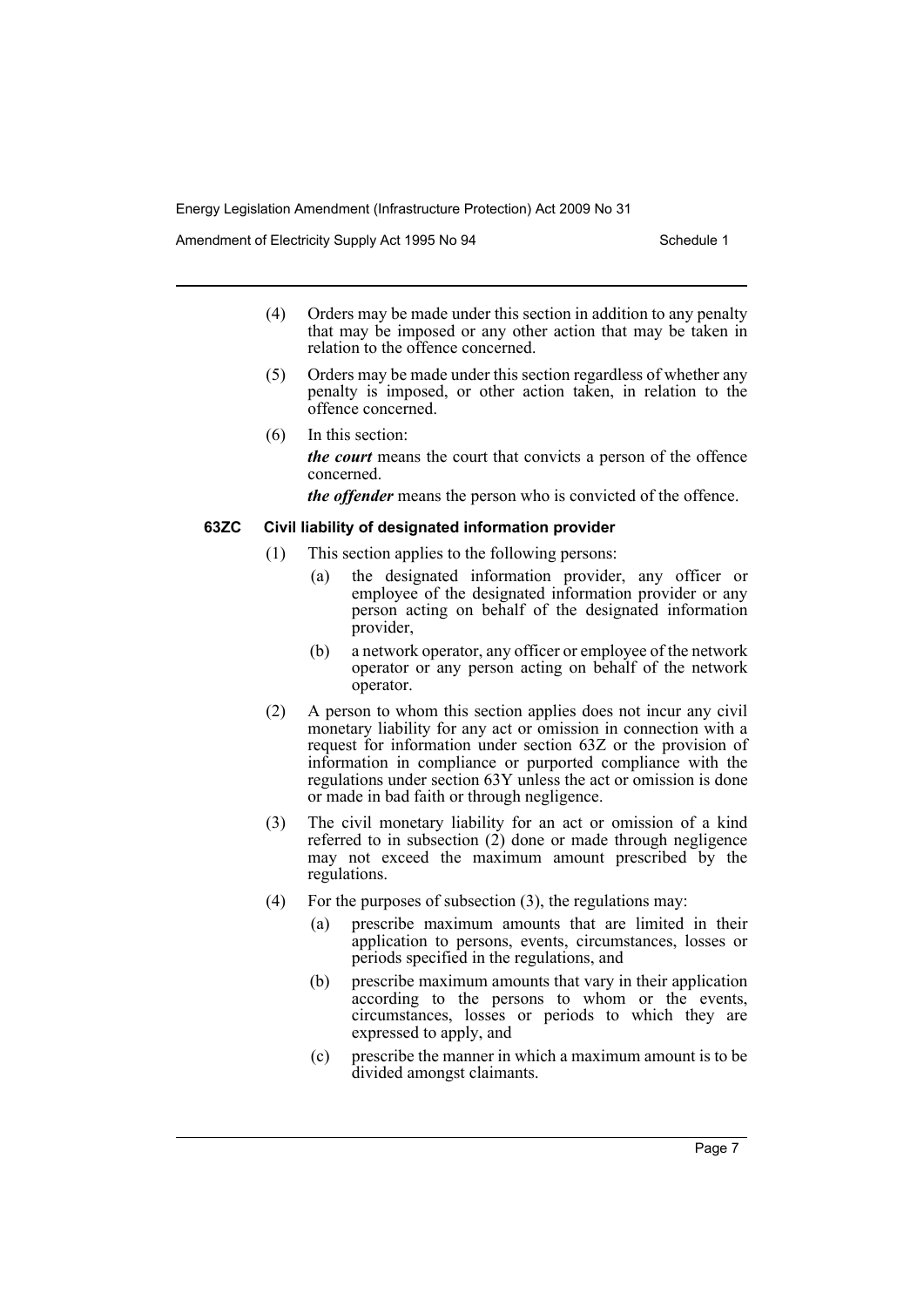(4) Orders may be made under this section in addition to any penalty that may be imposed or any other action that may be taken in relation to the offence concerned.

(5) Orders may be made under this section regardless of whether any penalty is imposed, or other action taken, in relation to the offence concerned.

(6) In this section:

***the court*** means the court that convicts a person of the offence concerned.

***the offender*** means the person who is convicted of the offence.

#### 63ZC Civil liability of designated information provider

(1) This section applies to the following persons:

- (a) the designated information provider, any officer or employee of the designated information provider or any person acting on behalf of the designated information provider,
- (b) a network operator, any officer or employee of the network operator or any person acting on behalf of the network operator.

(2) A person to whom this section applies does not incur any civil monetary liability for any act or omission in connection with a request for information under section 63Z or the provision of information in compliance or purported compliance with the regulations under section 63Y unless the act or omission is done or made in bad faith or through negligence.

(3) The civil monetary liability for an act or omission of a kind referred to in subsection (2) done or made through negligence may not exceed the maximum amount prescribed by the regulations.

(4) For the purposes of subsection (3), the regulations may:

- (a) prescribe maximum amounts that are limited in their application to persons, events, circumstances, losses or periods specified in the regulations, and
- (b) prescribe maximum amounts that vary in their application according to the persons to whom or the events, circumstances, losses or periods to which they are expressed to apply, and
- (c) prescribe the manner in which a maximum amount is to be divided amongst claimants.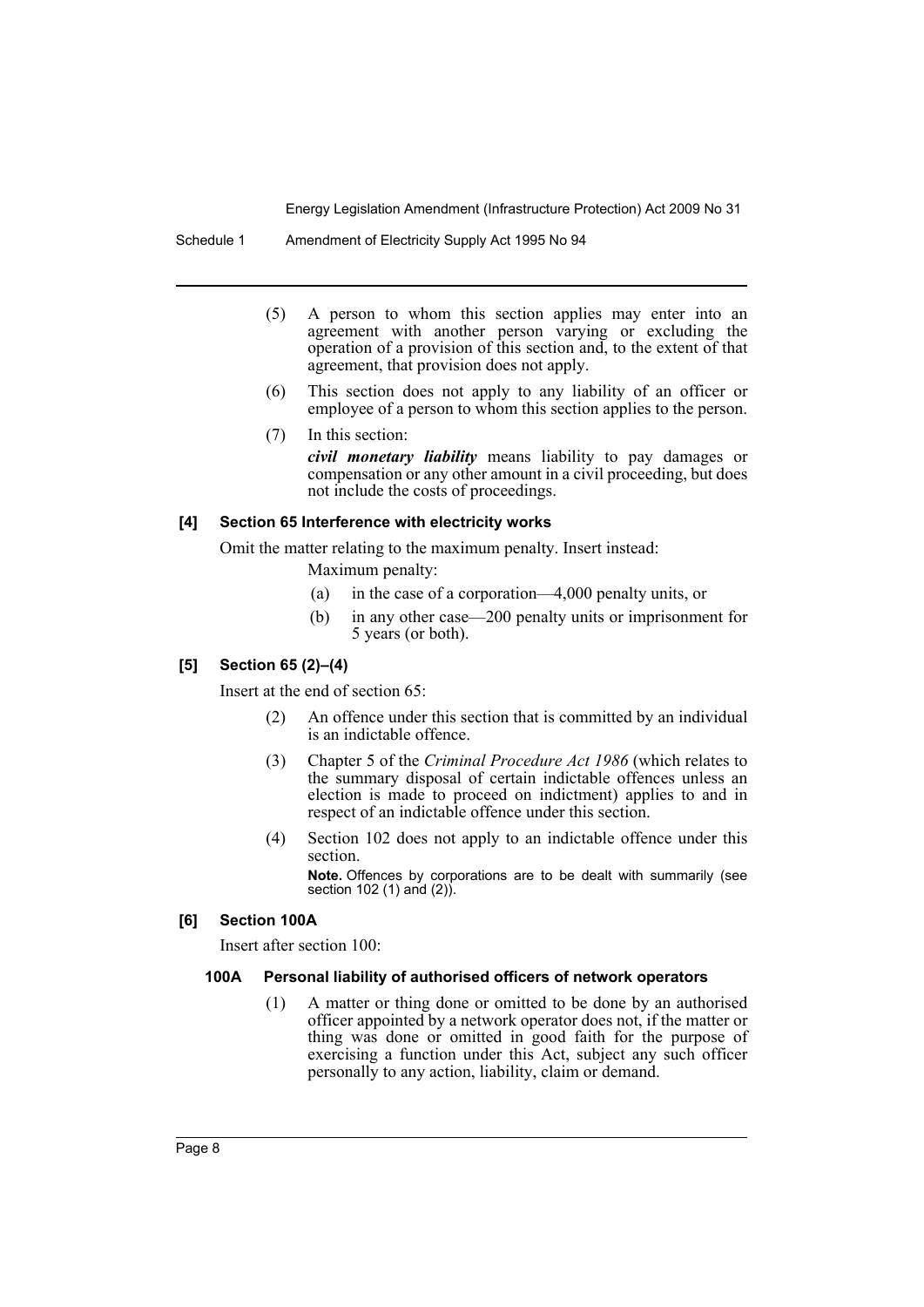(5) A person to whom this section applies may enter into an agreement with another person varying or excluding the operation of a provision of this section and, to the extent of that agreement, that provision does not apply.

(6) This section does not apply to any liability of an officer or employee of a person to whom this section applies to the person.

(7) In this section:

***civil monetary liability*** means liability to pay damages or compensation or any other amount in a civil proceeding, but does not include the costs of proceedings.

#### [4] Section 65 Interference with electricity works

Omit the matter relating to the maximum penalty. Insert instead:

Maximum penalty:

(a) in the case of a corporation—4,000 penalty units, or

(b) in any other case—200 penalty units or imprisonment for 5 years (or both).

#### [5] Section 65 (2)–(4)

Insert at the end of section 65:

(2) An offence under this section that is committed by an individual is an indictable offence.

(3) Chapter 5 of the *Criminal Procedure Act 1986* (which relates to the summary disposal of certain indictable offences unless an election is made to proceed on indictment) applies to and in respect of an indictable offence under this section.

(4) Section 102 does not apply to an indictable offence under this section.

**Note.** Offences by corporations are to be dealt with summarily (see section 102 (1) and (2)).

#### [6] Section 100A

Insert after section 100:

##### 100A Personal liability of authorised officers of network operators

(1) A matter or thing done or omitted to be done by an authorised officer appointed by a network operator does not, if the matter or thing was done or omitted in good faith for the purpose of exercising a function under this Act, subject any such officer personally to any action, liability, claim or demand.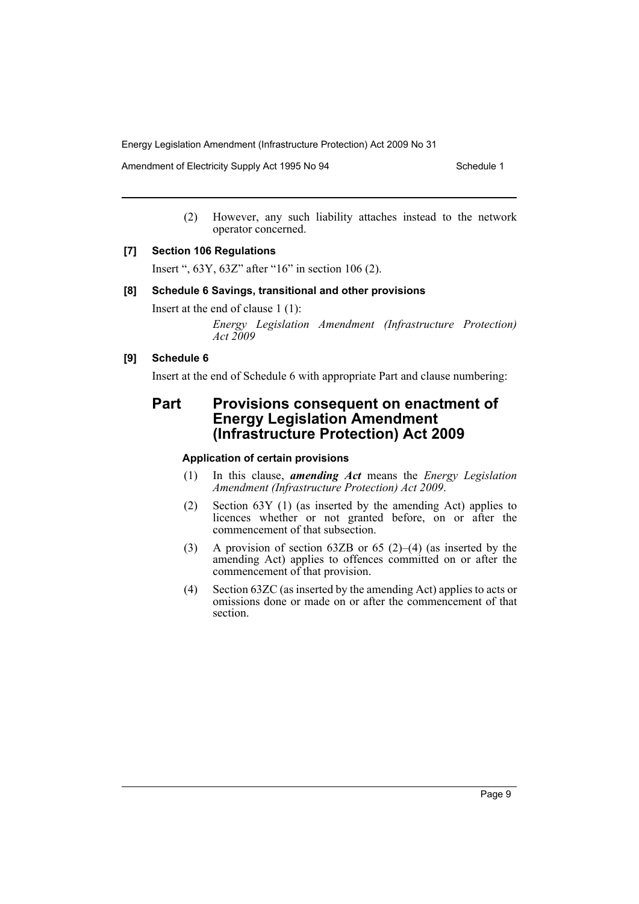(2) However, any such liability attaches instead to the network operator concerned.

### [7] Section 106 Regulations

Insert ", 63Y, 63Z" after "16" in section 106 (2).

### [8] Schedule 6 Savings, transitional and other provisions

Insert at the end of clause 1 (1):

*Energy Legislation Amendment (Infrastructure Protection) Act 2009*

### [9] Schedule 6

Insert at the end of Schedule 6 with appropriate Part and clause numbering:

## Part Provisions consequent on enactment of Energy Legislation Amendment (Infrastructure Protection) Act 2009

#### Application of certain provisions

(1) In this clause, ***amending Act*** means the *Energy Legislation Amendment (Infrastructure Protection) Act 2009*.

(2) Section 63Y (1) (as inserted by the amending Act) applies to licences whether or not granted before, on or after the commencement of that subsection.

(3) A provision of section 63ZB or 65 (2)–(4) (as inserted by the amending Act) applies to offences committed on or after the commencement of that provision.

(4) Section 63ZC (as inserted by the amending Act) applies to acts or omissions done or made on or after the commencement of that section.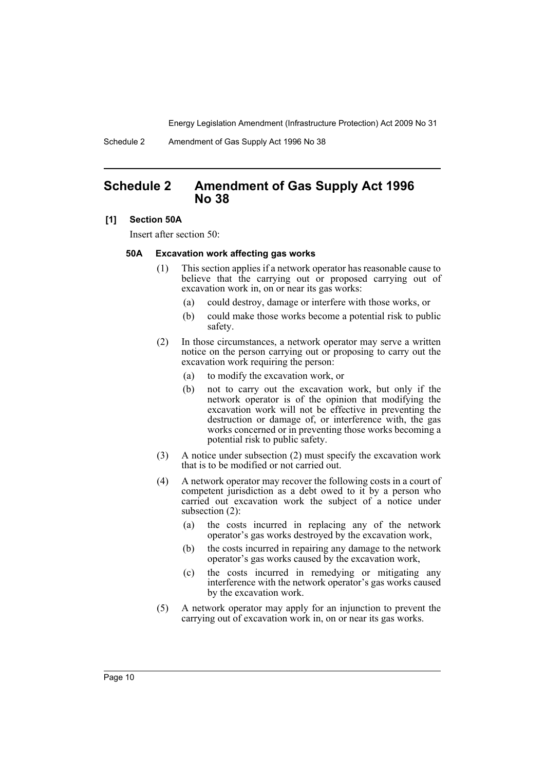## Schedule 2 Amendment of Gas Supply Act 1996 No 38

**[1] Section 50A**

Insert after section 50:

**50A Excavation work affecting gas works**

(1) This section applies if a network operator has reasonable cause to believe that the carrying out or proposed carrying out of excavation work in, on or near its gas works:

(a) could destroy, damage or interfere with those works, or

(b) could make those works become a potential risk to public safety.

(2) In those circumstances, a network operator may serve a written notice on the person carrying out or proposing to carry out the excavation work requiring the person:

(a) to modify the excavation work, or

(b) not to carry out the excavation work, but only if the network operator is of the opinion that modifying the excavation work will not be effective in preventing the destruction or damage of, or interference with, the gas works concerned or in preventing those works becoming a potential risk to public safety.

(3) A notice under subsection (2) must specify the excavation work that is to be modified or not carried out.

(4) A network operator may recover the following costs in a court of competent jurisdiction as a debt owed to it by a person who carried out excavation work the subject of a notice under subsection (2):

(a) the costs incurred in replacing any of the network operator's gas works destroyed by the excavation work,

(b) the costs incurred in repairing any damage to the network operator's gas works caused by the excavation work,

(c) the costs incurred in remedying or mitigating any interference with the network operator's gas works caused by the excavation work.

(5) A network operator may apply for an injunction to prevent the carrying out of excavation work in, on or near its gas works.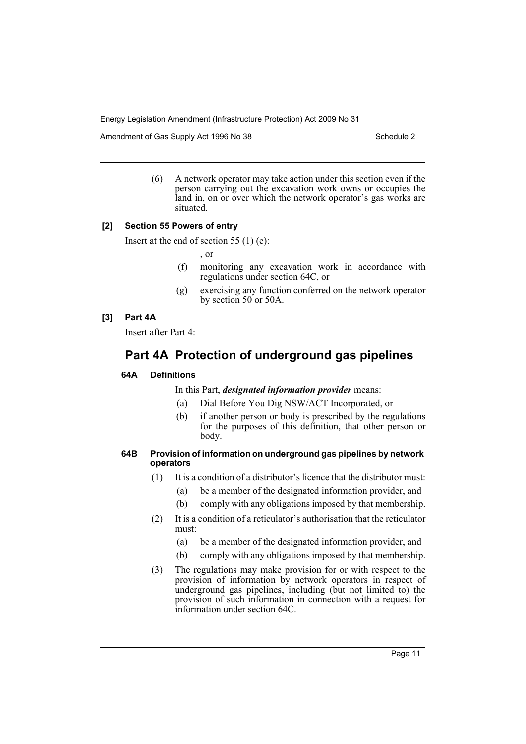(6) A network operator may take action under this section even if the person carrying out the excavation work owns or occupies the land in, on or over which the network operator's gas works are situated.

**[2] Section 55 Powers of entry**

Insert at the end of section 55 (1) (e):

, or

(f) monitoring any excavation work in accordance with regulations under section 64C, or

(g) exercising any function conferred on the network operator by section 50 or 50A.

**[3] Part 4A**

Insert after Part 4:

## Part 4A Protection of underground gas pipelines

#### 64A Definitions

In this Part, ***designated information provider*** means:

(a) Dial Before You Dig NSW/ACT Incorporated, or

(b) if another person or body is prescribed by the regulations for the purposes of this definition, that other person or body.

#### 64B Provision of information on underground gas pipelines by network operators

(1) It is a condition of a distributor's licence that the distributor must:

(a) be a member of the designated information provider, and

(b) comply with any obligations imposed by that membership.

(2) It is a condition of a reticulator's authorisation that the reticulator must:

(a) be a member of the designated information provider, and

(b) comply with any obligations imposed by that membership.

(3) The regulations may make provision for or with respect to the provision of information by network operators in respect of underground gas pipelines, including (but not limited to) the provision of such information in connection with a request for information under section 64C.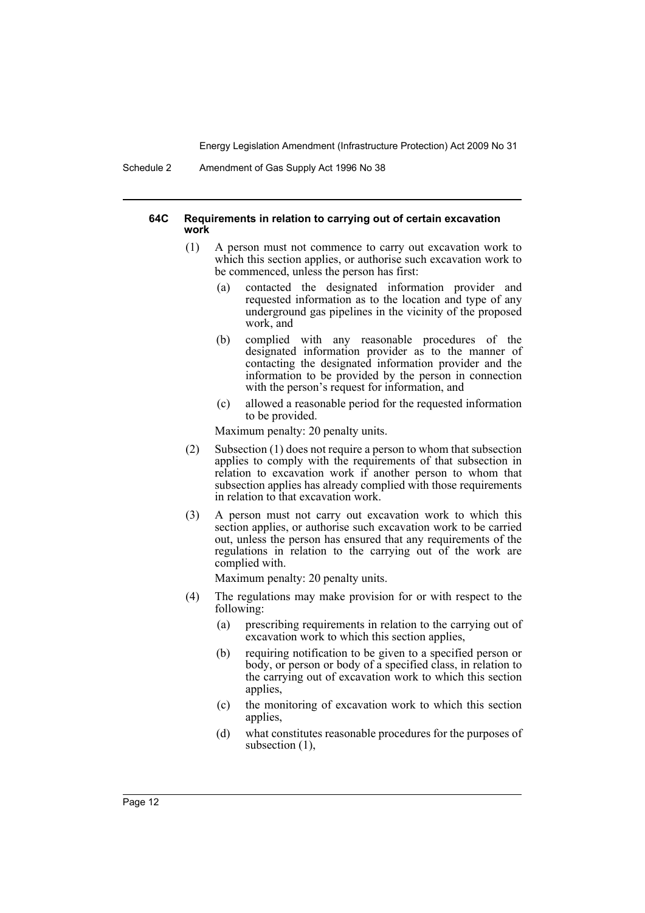#### 64C Requirements in relation to carrying out of certain excavation work

(1) A person must not commence to carry out excavation work to which this section applies, or authorise such excavation work to be commenced, unless the person has first:

(a) contacted the designated information provider and requested information as to the location and type of any underground gas pipelines in the vicinity of the proposed work, and

(b) complied with any reasonable procedures of the designated information provider as to the manner of contacting the designated information provider and the information to be provided by the person in connection with the person's request for information, and

(c) allowed a reasonable period for the requested information to be provided.

Maximum penalty: 20 penalty units.

(2) Subsection (1) does not require a person to whom that subsection applies to comply with the requirements of that subsection in relation to excavation work if another person to whom that subsection applies has already complied with those requirements in relation to that excavation work.

(3) A person must not carry out excavation work to which this section applies, or authorise such excavation work to be carried out, unless the person has ensured that any requirements of the regulations in relation to the carrying out of the work are complied with.

Maximum penalty: 20 penalty units.

(4) The regulations may make provision for or with respect to the following:

(a) prescribing requirements in relation to the carrying out of excavation work to which this section applies,

(b) requiring notification to be given to a specified person or body, or person or body of a specified class, in relation to the carrying out of excavation work to which this section applies,

(c) the monitoring of excavation work to which this section applies,

(d) what constitutes reasonable procedures for the purposes of subsection (1),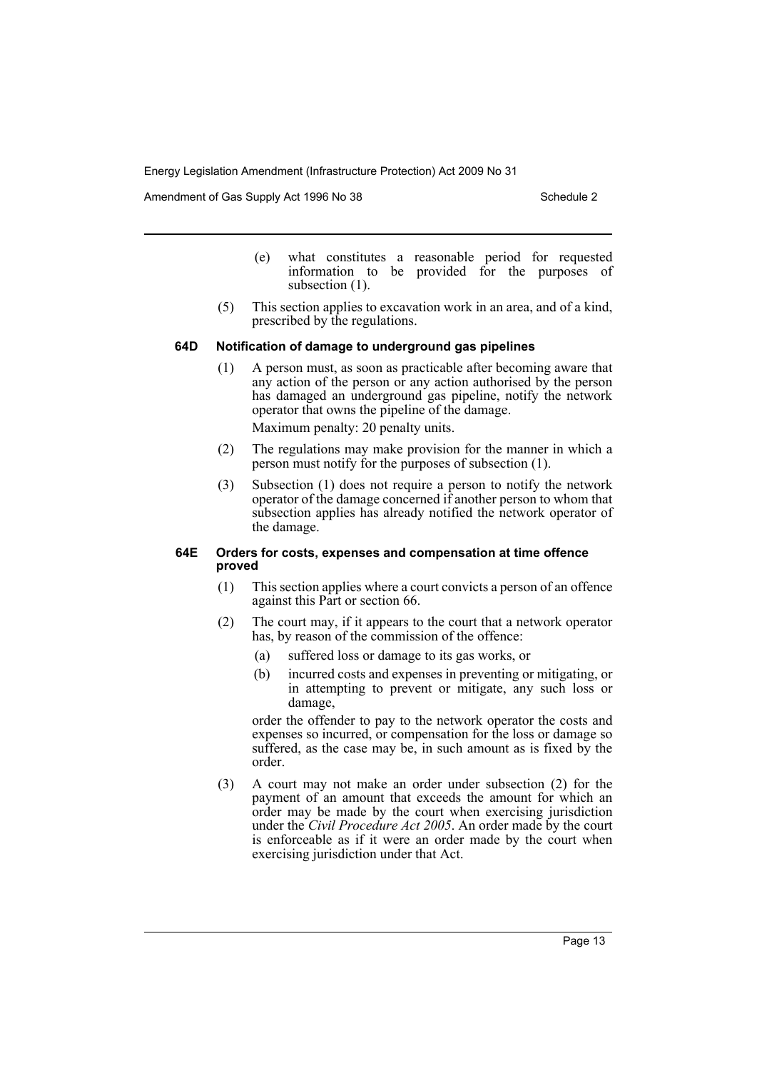(e) what constitutes a reasonable period for requested information to be provided for the purposes of subsection (1).

(5) This section applies to excavation work in an area, and of a kind, prescribed by the regulations.

#### 64D Notification of damage to underground gas pipelines

(1) A person must, as soon as practicable after becoming aware that any action of the person or any action authorised by the person has damaged an underground gas pipeline, notify the network operator that owns the pipeline of the damage.

Maximum penalty: 20 penalty units.

(2) The regulations may make provision for the manner in which a person must notify for the purposes of subsection (1).

(3) Subsection (1) does not require a person to notify the network operator of the damage concerned if another person to whom that subsection applies has already notified the network operator of the damage.

#### 64E Orders for costs, expenses and compensation at time offence proved

(1) This section applies where a court convicts a person of an offence against this Part or section 66.

(2) The court may, if it appears to the court that a network operator has, by reason of the commission of the offence:

- (a) suffered loss or damage to its gas works, or
- (b) incurred costs and expenses in preventing or mitigating, or in attempting to prevent or mitigate, any such loss or damage,

order the offender to pay to the network operator the costs and expenses so incurred, or compensation for the loss or damage so suffered, as the case may be, in such amount as is fixed by the order.

(3) A court may not make an order under subsection (2) for the payment of an amount that exceeds the amount for which an order may be made by the court when exercising jurisdiction under the *Civil Procedure Act 2005*. An order made by the court is enforceable as if it were an order made by the court when exercising jurisdiction under that Act.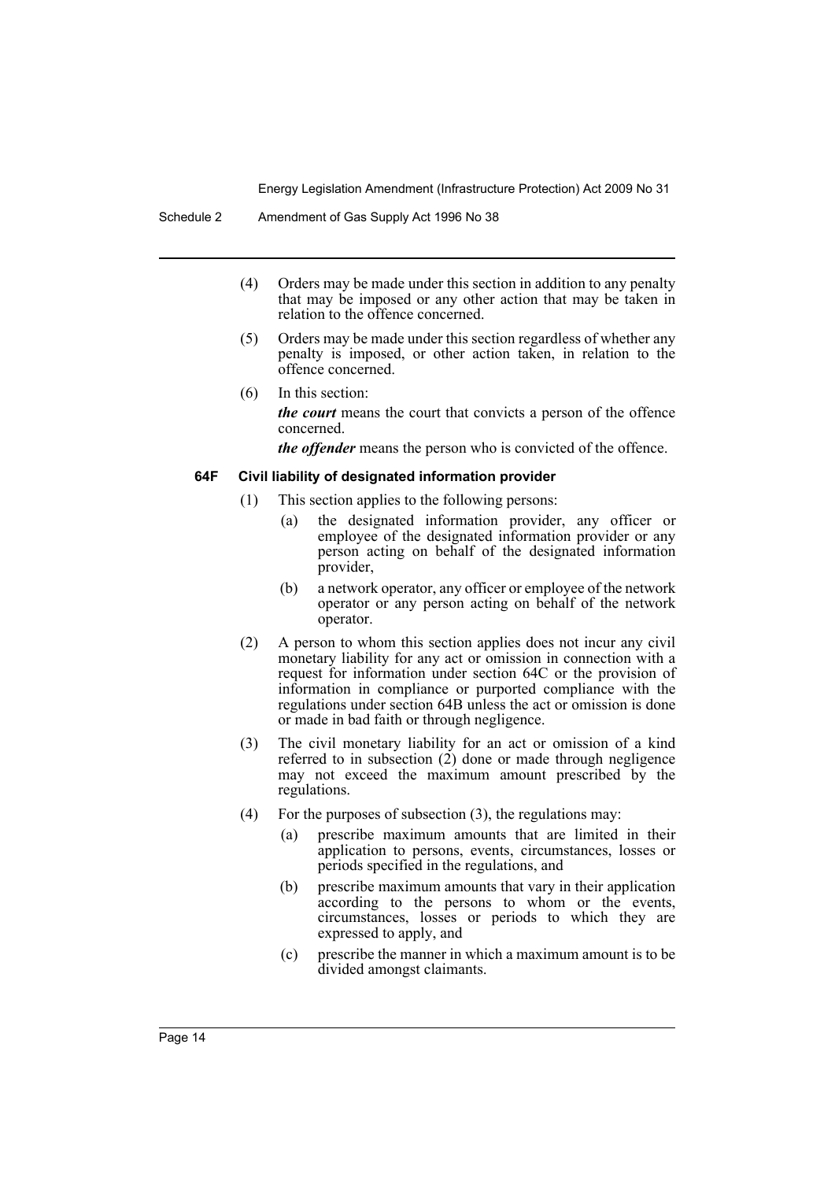(4) Orders may be made under this section in addition to any penalty that may be imposed or any other action that may be taken in relation to the offence concerned.

(5) Orders may be made under this section regardless of whether any penalty is imposed, or other action taken, in relation to the offence concerned.

(6) In this section:

***the court*** means the court that convicts a person of the offence concerned.

***the offender*** means the person who is convicted of the offence.

#### 64F Civil liability of designated information provider

(1) This section applies to the following persons:

- (a) the designated information provider, any officer or employee of the designated information provider or any person acting on behalf of the designated information provider,
- (b) a network operator, any officer or employee of the network operator or any person acting on behalf of the network operator.

(2) A person to whom this section applies does not incur any civil monetary liability for any act or omission in connection with a request for information under section 64C or the provision of information in compliance or purported compliance with the regulations under section 64B unless the act or omission is done or made in bad faith or through negligence.

(3) The civil monetary liability for an act or omission of a kind referred to in subsection (2) done or made through negligence may not exceed the maximum amount prescribed by the regulations.

(4) For the purposes of subsection (3), the regulations may:

- (a) prescribe maximum amounts that are limited in their application to persons, events, circumstances, losses or periods specified in the regulations, and
- (b) prescribe maximum amounts that vary in their application according to the persons to whom or the events, circumstances, losses or periods to which they are expressed to apply, and
- (c) prescribe the manner in which a maximum amount is to be divided amongst claimants.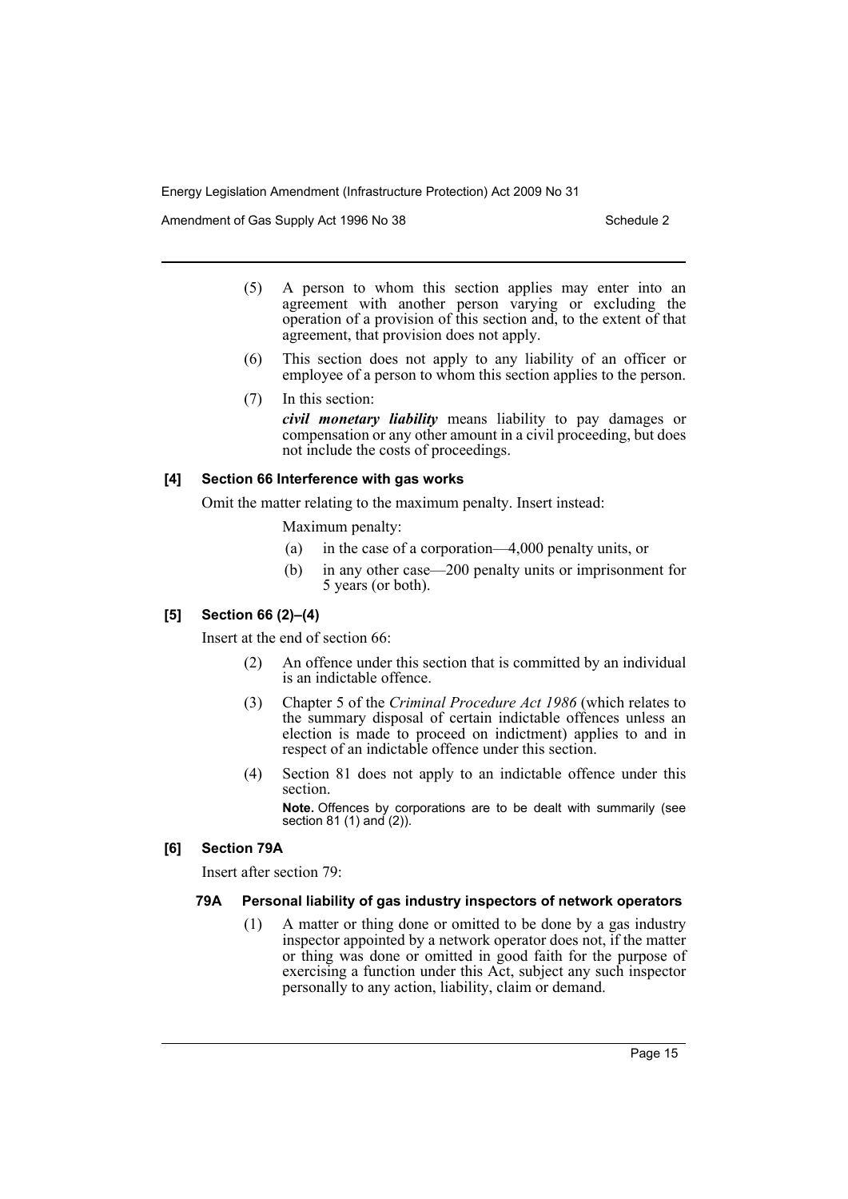(5) A person to whom this section applies may enter into an agreement with another person varying or excluding the operation of a provision of this section and, to the extent of that agreement, that provision does not apply.

(6) This section does not apply to any liability of an officer or employee of a person to whom this section applies to the person.

(7) In this section:

***civil monetary liability*** means liability to pay damages or compensation or any other amount in a civil proceeding, but does not include the costs of proceedings.

#### [4] Section 66 Interference with gas works

Omit the matter relating to the maximum penalty. Insert instead:

Maximum penalty:

(a) in the case of a corporation—4,000 penalty units, or

(b) in any other case—200 penalty units or imprisonment for 5 years (or both).

#### [5] Section 66 (2)–(4)

Insert at the end of section 66:

(2) An offence under this section that is committed by an individual is an indictable offence.

(3) Chapter 5 of the *Criminal Procedure Act 1986* (which relates to the summary disposal of certain indictable offences unless an election is made to proceed on indictment) applies to and in respect of an indictable offence under this section.

(4) Section 81 does not apply to an indictable offence under this section.

**Note.** Offences by corporations are to be dealt with summarily (see section 81 (1) and (2)).

#### [6] Section 79A

Insert after section 79:

##### 79A Personal liability of gas industry inspectors of network operators

(1) A matter or thing done or omitted to be done by a gas industry inspector appointed by a network operator does not, if the matter or thing was done or omitted in good faith for the purpose of exercising a function under this Act, subject any such inspector personally to any action, liability, claim or demand.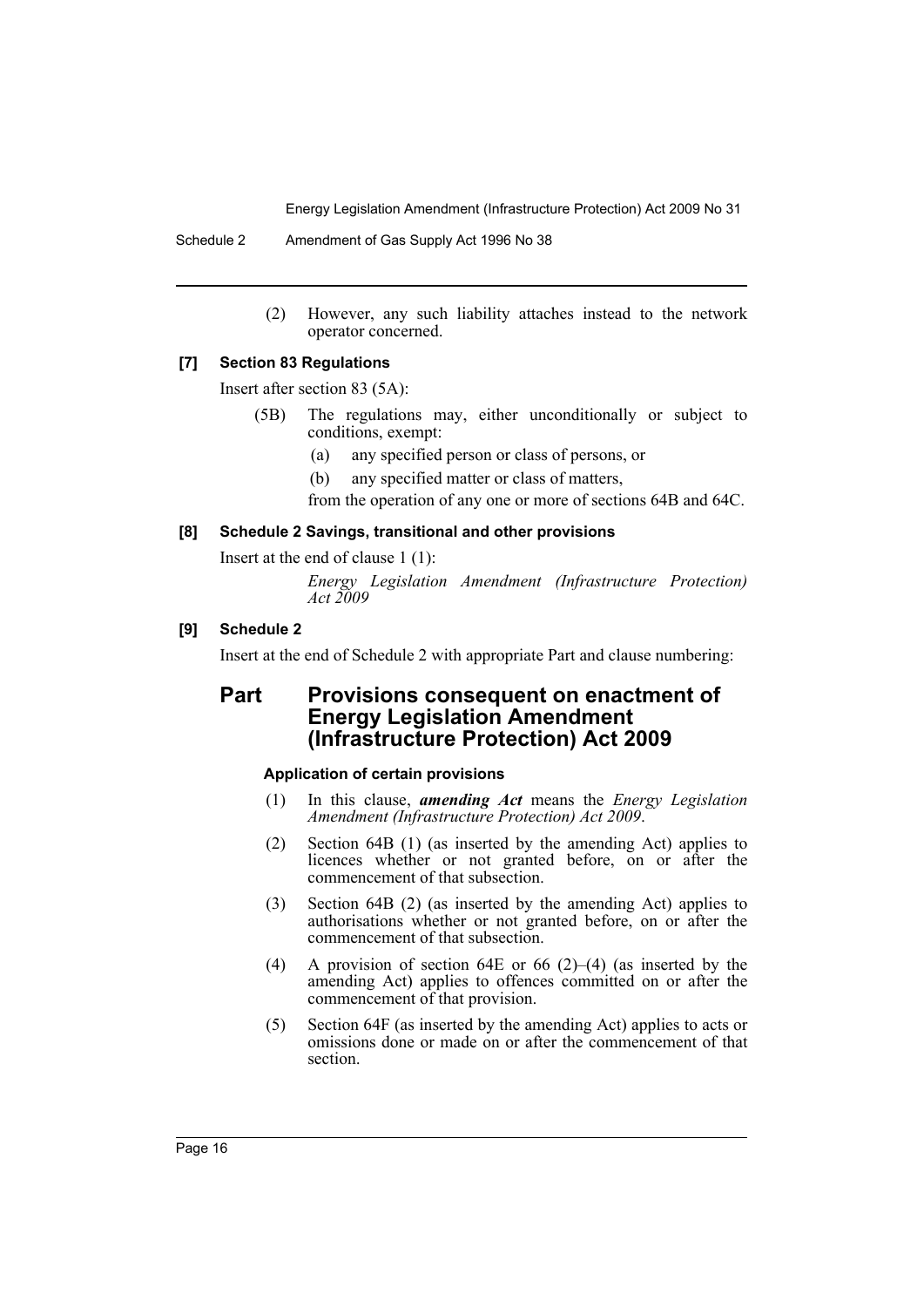(2) However, any such liability attaches instead to the network operator concerned.

#### [7] Section 83 Regulations

Insert after section 83 (5A):

(5B) The regulations may, either unconditionally or subject to conditions, exempt:

(a) any specified person or class of persons, or

(b) any specified matter or class of matters,

from the operation of any one or more of sections 64B and 64C.

#### [8] Schedule 2 Savings, transitional and other provisions

Insert at the end of clause 1 (1):

*Energy Legislation Amendment (Infrastructure Protection) Act 2009*

#### [9] Schedule 2

Insert at the end of Schedule 2 with appropriate Part and clause numbering:

## Part Provisions consequent on enactment of Energy Legislation Amendment (Infrastructure Protection) Act 2009

#### Application of certain provisions

(1) In this clause, ***amending Act*** means the *Energy Legislation Amendment (Infrastructure Protection) Act 2009*.

(2) Section 64B (1) (as inserted by the amending Act) applies to licences whether or not granted before, on or after the commencement of that subsection.

(3) Section 64B (2) (as inserted by the amending Act) applies to authorisations whether or not granted before, on or after the commencement of that subsection.

(4) A provision of section 64E or 66 (2)–(4) (as inserted by the amending Act) applies to offences committed on or after the commencement of that provision.

(5) Section 64F (as inserted by the amending Act) applies to acts or omissions done or made on or after the commencement of that section.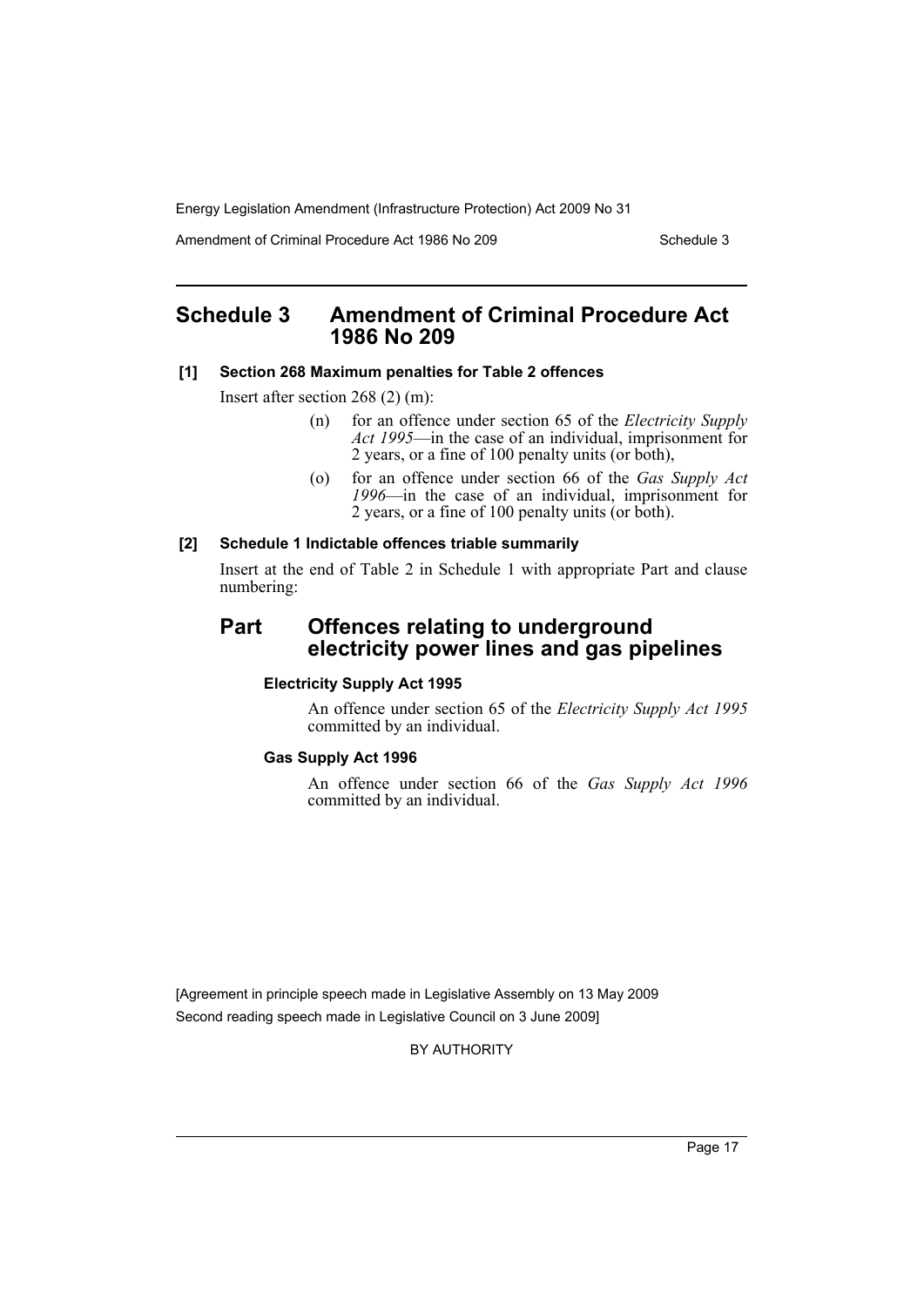## Schedule 3 Amendment of Criminal Procedure Act 1986 No 209

### [1] Section 268 Maximum penalties for Table 2 offences

Insert after section 268 (2) (m):

(n) for an offence under section 65 of the *Electricity Supply Act 1995*—in the case of an individual, imprisonment for 2 years, or a fine of 100 penalty units (or both),

(o) for an offence under section 66 of the *Gas Supply Act 1996*—in the case of an individual, imprisonment for 2 years, or a fine of 100 penalty units (or both).

### [2] Schedule 1 Indictable offences triable summarily

Insert at the end of Table 2 in Schedule 1 with appropriate Part and clause numbering:

## Part Offences relating to underground electricity power lines and gas pipelines

**Electricity Supply Act 1995**

An offence under section 65 of the *Electricity Supply Act 1995* committed by an individual.

**Gas Supply Act 1996**

An offence under section 66 of the *Gas Supply Act 1996* committed by an individual.

[Agreement in principle speech made in Legislative Assembly on 13 May 2009
Second reading speech made in Legislative Council on 3 June 2009]

BY AUTHORITY